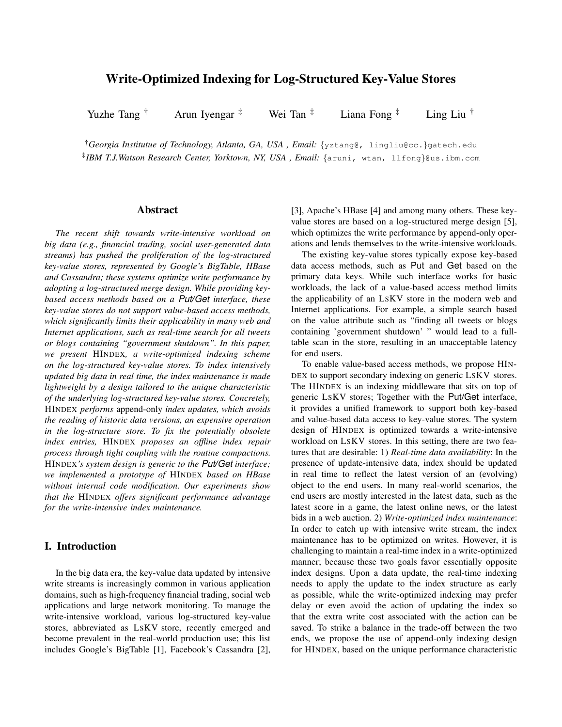# Write-Optimized Indexing for Log-Structured Key-Value Stores

Yuzhe Tang † Arun Iyengar ‡ Wei Tan ‡ Liana Fong ‡ Ling Liu †

†*Georgia Institutue of Technology, Atlanta, GA, USA , Email:* {yztang@, lingliu@cc.}gatech.edu

‡*IBM T.J.Watson Research Center, Yorktown, NY, USA , Email:* {aruni, wtan, llfong}@us.ibm.com

## Abstract

*The recent shift towards write-intensive workload on big data (e.g., financial trading, social user-generated data streams) has pushed the proliferation of the log-structured key-value stores, represented by Google's BigTable, HBase and Cassandra; these systems optimize write performance by adopting a log-structured merge design. While providing key-based access methods based on a Put/Get interface, these key-value stores do not support value-based access methods, which significantly limits their applicability in many web and Internet applications, such as real-time search for all tweets or blogs containing "government shutdown". In this paper, we present* HINDEX*, a write-optimized indexing scheme on the log-structured key-value stores. To index intensively updated big data in real time, the index maintenance is made lightweight by a design tailored to the unique characteristic of the underlying log-structured key-value stores. Concretely,* HINDEX *performs* append-only *index updates, which avoids the reading of historic data versions, an expensive operation in the log-structure store. To fix the potentially obsolete index entries,* HINDEX *proposes an offline index repair process through tight coupling with the routine compactions.* HINDEX*'s system design is generic to the Put/Get interface; we implemented a prototype of* HINDEX *based on HBase without internal code modification. Our experiments show that the* HINDEX *offers significant performance advantage for the write-intensive index maintenance.*

## I. Introduction

In the big data era, the key-value data updated by intensive write streams is increasingly common in various application domains, such as high-frequency financial trading, social web applications and large network monitoring. To manage the write-intensive workload, various log-structured key-value stores, abbreviated as LSKV store, recently emerged and become prevalent in the real-world production use; this list includes Google's BigTable [1], Facebook's Cassandra [2], [3], Apache's HBase [4] and among many others. These key-value stores are based on a log-structured merge design [5], which optimizes the write performance by append-only operations and lends themselves to the write-intensive workloads.

The existing key-value stores typically expose key-based data access methods, such as Put and Get based on the primary data keys. While such interface works for basic workloads, the lack of a value-based access method limits the applicability of an LSKV store in the modern web and Internet applications. For example, a simple search based on the value attribute such as "finding all tweets or blogs containing 'government shutdown' " would lead to a full-table scan in the store, resulting in an unacceptable latency for end users.

To enable value-based access methods, we propose HINDEX to support secondary indexing on generic LSKV stores. The HINDEX is an indexing middleware that sits on top of generic LSKV stores; Together with the Put/Get interface, it provides a unified framework to support both key-based and value-based data access to key-value stores. The system design of HINDEX is optimized towards a write-intensive workload on LSKV stores. In this setting, there are two features that are desirable: 1) *Real-time data availability*: In the presence of update-intensive data, index should be updated in real time to reflect the latest version of an (evolving) object to the end users. In many real-world scenarios, the end users are mostly interested in the latest data, such as the latest score in a game, the latest online news, or the latest bids in a web auction. 2) *Write-optimized index maintenance*: In order to catch up with intensive write stream, the index maintenance has to be optimized on writes. However, it is challenging to maintain a real-time index in a write-optimized manner; because these two goals favor essentially opposite index designs. Upon a data update, the real-time indexing needs to apply the update to the index structure as early as possible, while the write-optimized indexing may prefer delay or even avoid the action of updating the index so that the extra write cost associated with the action can be saved. To strike a balance in the trade-off between the two ends, we propose the use of append-only indexing design for HINDEX, based on the unique performance characteristic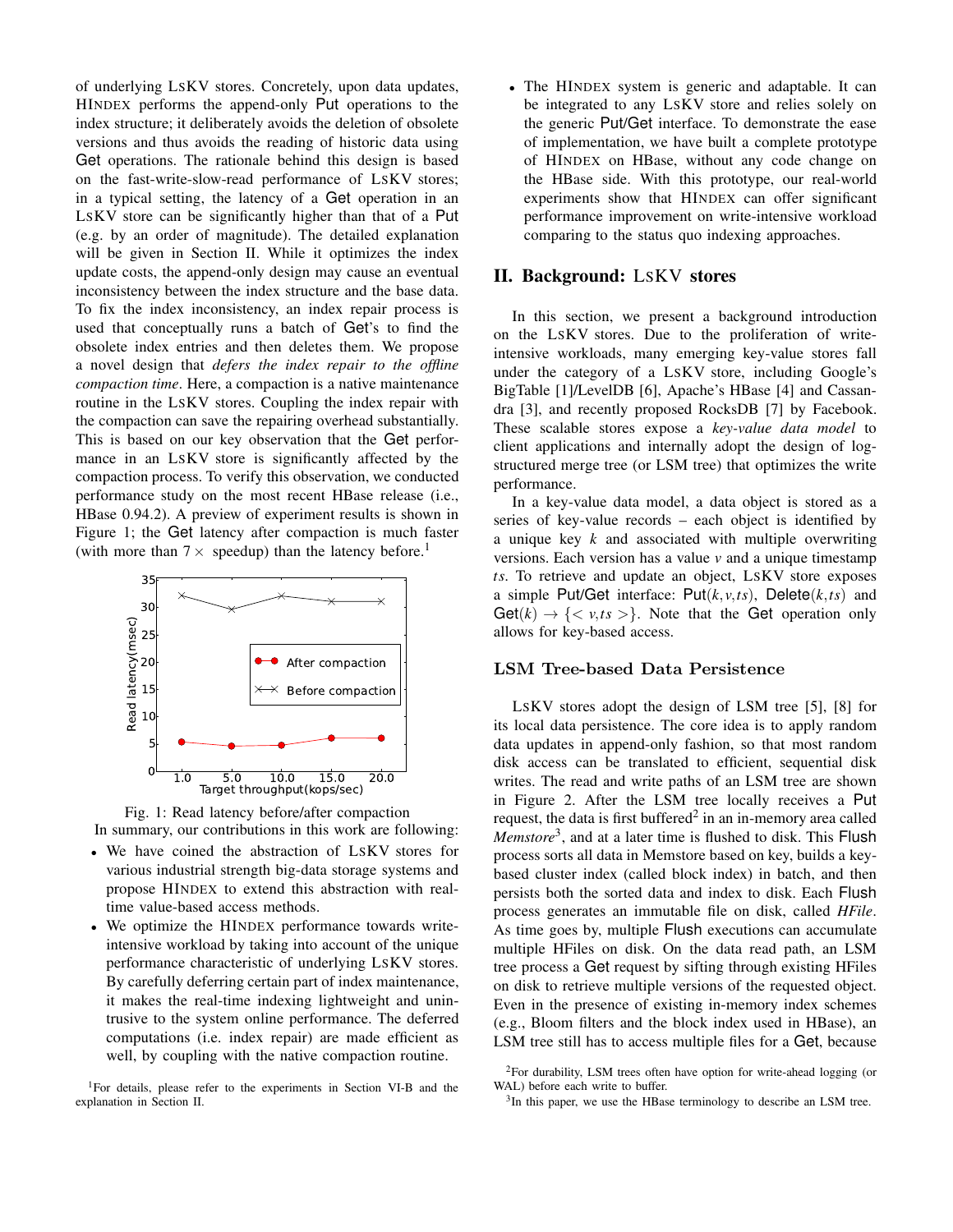of underlying LSKV stores. Concretely, upon data updates, HINDEX performs the append-only Put operations to the index structure; it deliberately avoids the deletion of obsolete versions and thus avoids the reading of historic data using Get operations. The rationale behind this design is based on the fast-write-slow-read performance of LSKV stores; in a typical setting, the latency of a Get operation in an LSKV store can be significantly higher than that of a Put (e.g. by an order of magnitude). The detailed explanation will be given in Section II. While it optimizes the index update costs, the append-only design may cause an eventual inconsistency between the index structure and the base data. To fix the index inconsistency, an index repair process is used that conceptually runs a batch of Get's to find the obsolete index entries and then deletes them. We propose a novel design that *defers the index repair to the offline compaction time*. Here, a compaction is a native maintenance routine in the LSKV stores. Coupling the index repair with the compaction can save the repairing overhead substantially. This is based on our key observation that the Get performance in an LSKV store is significantly affected by the compaction process. To verify this observation, we conducted performance study on the most recent HBase release (i.e., HBase 0.94.2). A preview of experiment results is shown in Figure 1; the Get latency after compaction is much faster (with more than $7\times$ speedup) than the latency before.[1]

Fig. 1: Read latency before/after compaction

In summary, our contributions in this work are following:

- We have coined the abstraction of LSKV stores for various industrial strength big-data storage systems and propose HINDEX to extend this abstraction with real-time value-based access methods.
- We optimize the HINDEX performance towards write-intensive workload by taking into account of the unique performance characteristic of underlying LSKV stores. By carefully deferring certain part of index maintenance, it makes the real-time indexing lightweight and unintrusive to the system online performance. The deferred computations (i.e. index repair) are made efficient as well, by coupling with the native compaction routine.
- The HINDEX system is generic and adaptable. It can be integrated to any LSKV store and relies solely on the generic Put/Get interface. To demonstrate the ease of implementation, we have built a complete prototype of HINDEX on HBase, without any code change on the HBase side. With this prototype, our real-world experiments show that HINDEX can offer significant performance improvement on write-intensive workload comparing to the status quo indexing approaches.

[1]For details, please refer to the experiments in Section VI-B and the explanation in Section II.

## II. Background: LSKV stores

In this section, we present a background introduction on the LSKV stores. Due to the proliferation of write-intensive workloads, many emerging key-value stores fall under the category of a LSKV store, including Google's BigTable [1]/LevelDB [6], Apache's HBase [4] and Cassandra [3], and recently proposed RocksDB [7] by Facebook. These scalable stores expose a *key-value data model* to client applications and internally adopt the design of log-structured merge tree (or LSM tree) that optimizes the write performance.

In a key-value data model, a data object is stored as a series of key-value records – each object is identified by a unique key $k$ and associated with multiple overwriting versions. Each version has a value $v$ and a unique timestamp $ts$. To retrieve and update an object, LSKV store exposes a simple Put/Get interface: Put$(k,v,ts)$, Delete$(k,ts)$ and Get$(k) \rightarrow \{<v,ts>\}$. Note that the Get operation only allows for key-based access.

### LSM Tree-based Data Persistence

LSKV stores adopt the design of LSM tree [5], [8] for its local data persistence. The core idea is to apply random data updates in append-only fashion, so that most random disk access can be translated to efficient, sequential disk writes. The read and write paths of an LSM tree are shown in Figure 2. After the LSM tree locally receives a Put request, the data is first buffered[2] in an in-memory area called *Memstore*[3], and at a later time is flushed to disk. This Flush process sorts all data in Memstore based on key, builds a key-based cluster index (called block index) in batch, and then persists both the sorted data and index to disk. Each Flush process generates an immutable file on disk, called *HFile*. As time goes by, multiple Flush executions can accumulate multiple HFiles on disk. On the data read path, an LSM tree process a Get request by sifting through existing HFiles on disk to retrieve multiple versions of the requested object. Even in the presence of existing in-memory index schemes (e.g., Bloom filters and the block index used in HBase), an LSM tree still has to access multiple files for a Get, because

[2]For durability, LSM trees often have option for write-ahead logging (or WAL) before each write to buffer.

[3]In this paper, we use the HBase terminology to describe an LSM tree.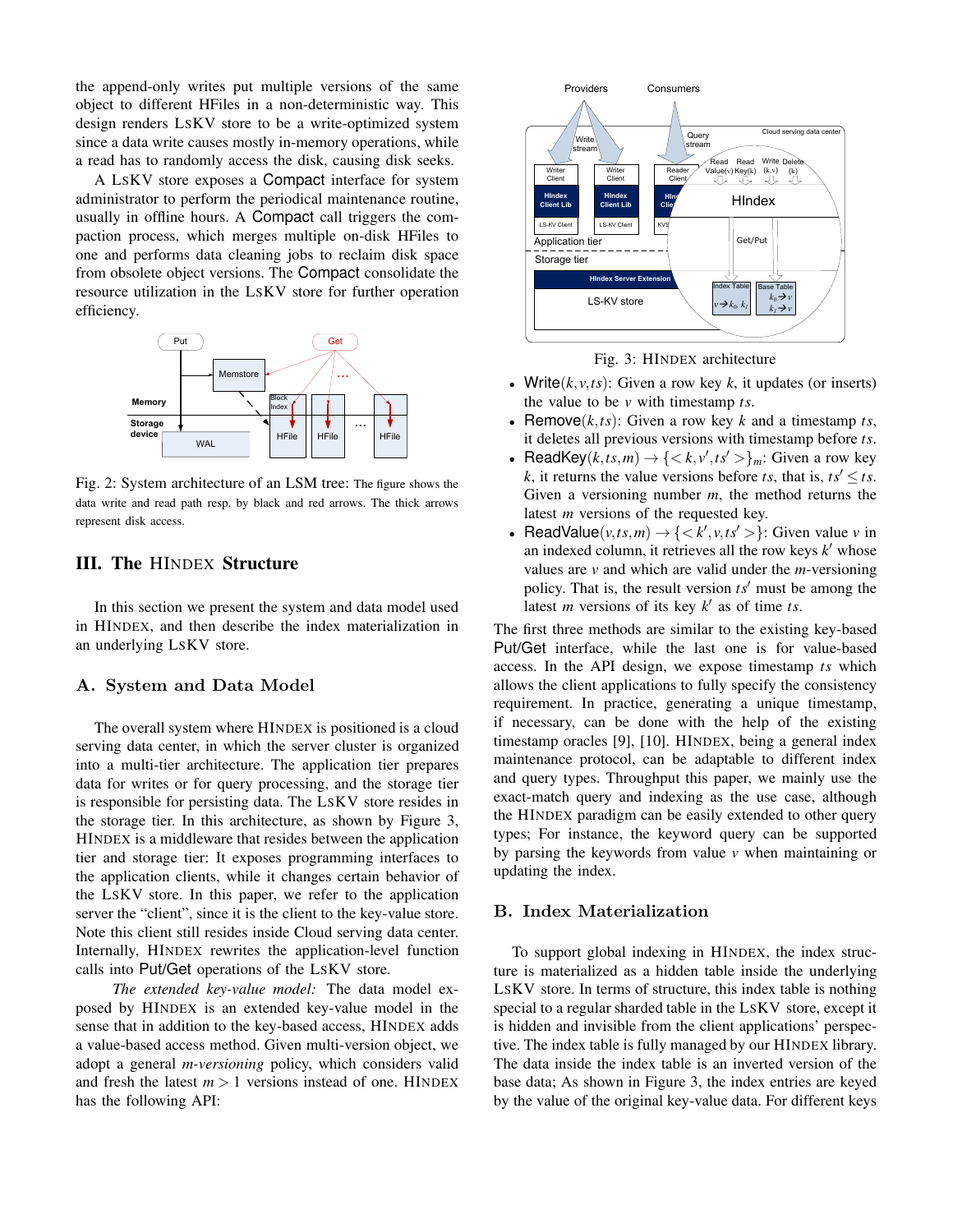the append-only writes put multiple versions of the same object to different HFiles in a non-deterministic way. This design renders LSKV store to be a write-optimized system since a data write causes mostly in-memory operations, while a read has to randomly access the disk, causing disk seeks.

A LSKV store exposes a Compact interface for system administrator to perform the periodical maintenance routine, usually in offline hours. A Compact call triggers the compaction process, which merges multiple on-disk HFiles to one and performs data cleaning jobs to reclaim disk space from obsolete object versions. The Compact consolidate the resource utilization in the LSKV store for further operation efficiency.

Fig. 2: System architecture of an LSM tree: The figure shows the data write and read path resp. by black and red arrows. The thick arrows represent disk access.

## III. The HINDEX Structure

In this section we present the system and data model used in HINDEX, and then describe the index materialization in an underlying LSKV store.

### A. System and Data Model

The overall system where HINDEX is positioned is a cloud serving data center, in which the server cluster is organized into a multi-tier architecture. The application tier prepares data for writes or for query processing, and the storage tier is responsible for persisting data. The LSKV store resides in the storage tier. In this architecture, as shown by Figure 3, HINDEX is a middleware that resides between the application tier and storage tier: It exposes programming interfaces to the application clients, while it changes certain behavior of the LSKV store. In this paper, we refer to the application server the "client", since it is the client to the key-value store. Note this client still resides inside Cloud serving data center. Internally, HINDEX rewrites the application-level function calls into Put/Get operations of the LSKV store.

*The extended key-value model:* The data model exposed by HINDEX is an extended key-value model in the sense that in addition to the key-based access, HINDEX adds a value-based access method. Given multi-version object, we adopt a general *m-versioning* policy, which considers valid and fresh the latest $m > 1$ versions instead of one. HINDEX has the following API:

Fig. 3: HINDEX architecture

- Write$(k, v, ts)$: Given a row key $k$, it updates (or inserts) the value to be $v$ with timestamp $ts$.
- Remove$(k, ts)$: Given a row key $k$ and a timestamp $ts$, it deletes all previous versions with timestamp before $ts$.
- ReadKey$(k, ts, m) \rightarrow \{< k, v', ts' >\}_m$: Given a row key $k$, it returns the value versions before $ts$, that is, $ts' \leq ts$. Given a versioning number $m$, the method returns the latest $m$ versions of the requested key.
- ReadValue$(v, ts, m) \rightarrow \{< k', v, ts' >\}$: Given value $v$ in an indexed column, it retrieves all the row keys $k'$ whose values are $v$ and which are valid under the $m$-versioning policy. That is, the result version $ts'$ must be among the latest $m$ versions of its key $k'$ as of time $ts$.

The first three methods are similar to the existing key-based Put/Get interface, while the last one is for value-based access. In the API design, we expose timestamp $ts$ which allows the client applications to fully specify the consistency requirement. In practice, generating a unique timestamp, if necessary, can be done with the help of the existing timestamp oracles [9], [10]. HINDEX, being a general index maintenance protocol, can be adaptable to different index and query types. Throughput this paper, we mainly use the exact-match query and indexing as the use case, although the HINDEX paradigm can be easily extended to other query types; For instance, the keyword query can be supported by parsing the keywords from value $v$ when maintaining or updating the index.

### B. Index Materialization

To support global indexing in HINDEX, the index structure is materialized as a hidden table inside the underlying LSKV store. In terms of structure, this index table is nothing special to a regular sharded table in the LSKV store, except it is hidden and invisible from the client applications' perspective. The index table is fully managed by our HINDEX library. The data inside the index table is an inverted version of the base data; As shown in Figure 3, the index entries are keyed by the value of the original key-value data. For different keys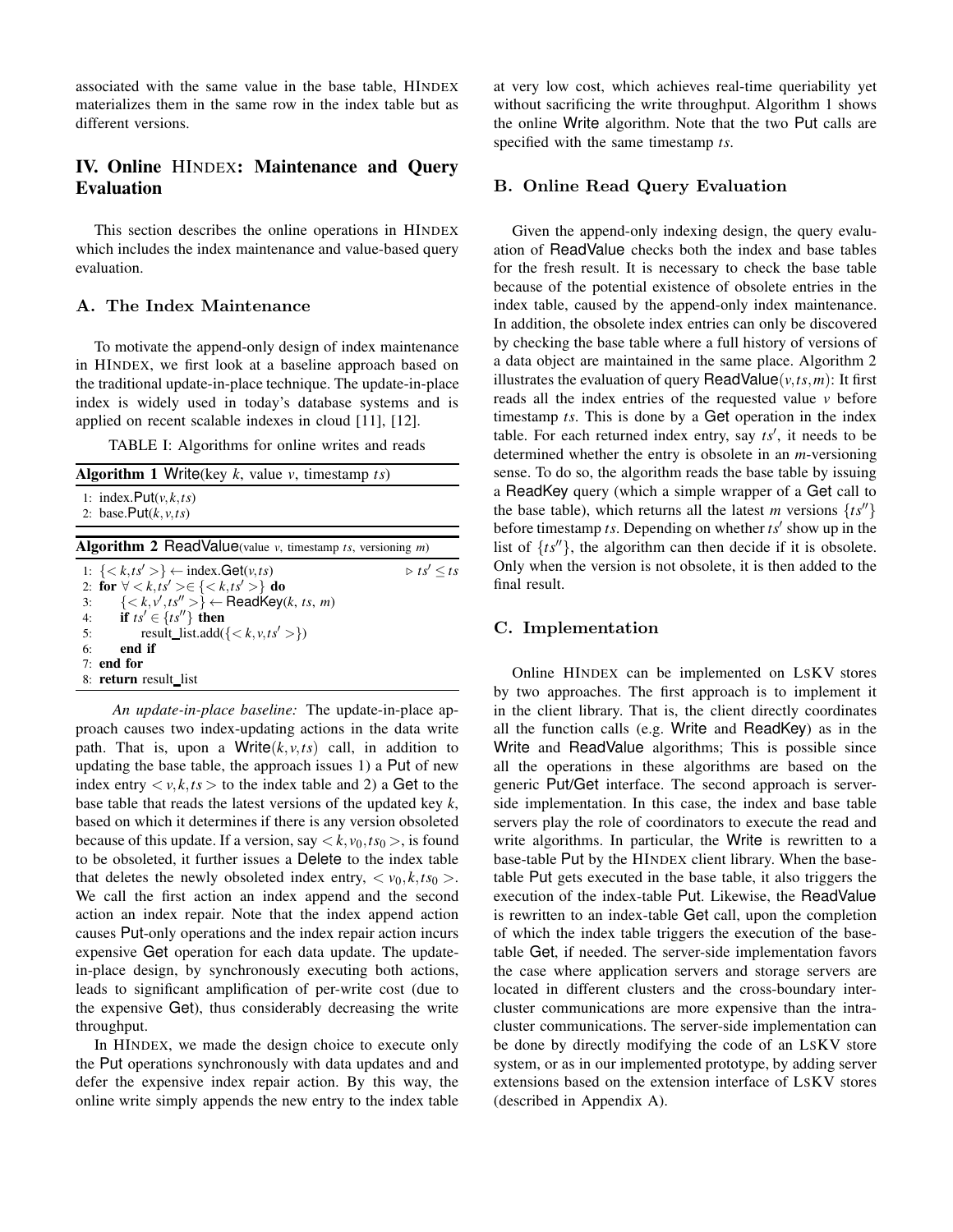associated with the same value in the base table, HINDEX materializes them in the same row in the index table but as different versions.

## IV. Online HINDEX: Maintenance and Query Evaluation

This section describes the online operations in HINDEX which includes the index maintenance and value-based query evaluation.

### A. The Index Maintenance

To motivate the append-only design of index maintenance in HINDEX, we first look at a baseline approach based on the traditional update-in-place technique. The update-in-place index is widely used in today's database systems and is applied on recent scalable indexes in cloud [11], [12].

TABLE I: Algorithms for online writes and reads

**Algorithm 1** Write(key $k$, value $v$, timestamp $ts$)

```
1: index.Put(v,k,ts)
2: base.Put(k,v,ts)
```

**Algorithm 2** ReadValue(value $v$, timestamp $ts$, versioning $m$)

```
1: {<k,ts'>} ← index.Get(v,ts)                    ▷ ts' ≤ ts
2: for ∀ <k,ts'> ∈ {<k,ts'>} do
3:     {<k,v',ts''>} ← ReadKey(k, ts, m)
4:     if ts' ∈ {ts''} then
5:         result_list.add({<k,v,ts'>})
6:     end if
7: end for
8: return result_list
```

*An update-in-place baseline:* The update-in-place approach causes two index-updating actions in the data write path. That is, upon a Write$(k,v,ts)$ call, in addition to updating the base table, the approach issues 1) a Put of new index entry $<v,k,ts>$ to the index table and 2) a Get to the base table that reads the latest versions of the updated key $k$, based on which it determines if there is any version obsoleted because of this update. If a version, say $<k,v_0,ts_0>$, is found to be obsoleted, it further issues a Delete to the index table that deletes the newly obsoleted index entry, $<v_0,k,ts_0>$. We call the first action an index append and the second action an index repair. Note that the index append action causes Put-only operations and the index repair action incurs expensive Get operation for each data update. The update-in-place design, by synchronously executing both actions, leads to significant amplification of per-write cost (due to the expensive Get), thus considerably decreasing the write throughput.

In HINDEX, we made the design choice to execute only the Put operations synchronously with data updates and defer the expensive index repair action. By this way, the online write simply appends the new entry to the index table at very low cost, which achieves real-time queriability yet without sacrificing the write throughput. Algorithm 1 shows the online Write algorithm. Note that the two Put calls are specified with the same timestamp $ts$.

### B. Online Read Query Evaluation

Given the append-only indexing design, the query evaluation of ReadValue checks both the index and base tables for the fresh result. It is necessary to check the base table because of the potential existence of obsolete entries in the index table, caused by the append-only index maintenance. In addition, the obsolete index entries can only be discovered by checking the base table where a full history of versions of a data object are maintained in the same place. Algorithm 2 illustrates the evaluation of query ReadValue$(v,ts,m)$: It first reads all the index entries of the requested value $v$ before timestamp $ts$. This is done by a Get operation in the index table. For each returned index entry, say $ts'$, it needs to be determined whether the entry is obsolete in an $m$-versioning sense. To do so, the algorithm reads the base table by issuing a ReadKey query (which a simple wrapper of a Get call to the base table), which returns all the latest $m$ versions $\{ts''\}$ before timestamp $ts$. Depending on whether $ts'$ show up in the list of $\{ts''\}$, the algorithm can then decide if it is obsolete. Only when the version is not obsolete, it is then added to the final result.

### C. Implementation

Online HINDEX can be implemented on LSKV stores by two approaches. The first approach is to implement it in the client library. That is, the client directly coordinates all the function calls (e.g. Write and ReadKey) as in the Write and ReadValue algorithms; This is possible since all the operations in these algorithms are based on the generic Put/Get interface. The second approach is server-side implementation. In this case, the index and base table servers play the role of coordinators to execute the read and write algorithms. In particular, the Write is rewritten to a base-table Put by the HINDEX client library. When the base-table Put gets executed in the base table, it also triggers the execution of the index-table Put. Likewise, the ReadValue is rewritten to an index-table Get call, upon the completion of which the index table triggers the execution of the base-table Get, if needed. The server-side implementation favors the case where application servers and storage servers are located in different clusters and the cross-boundary inter-cluster communications are more expensive than the intra-cluster communications. The server-side implementation can be done by directly modifying the code of an LSKV store system, or as in our implemented prototype, by adding server extensions based on the extension interface of LSKV stores (described in Appendix A).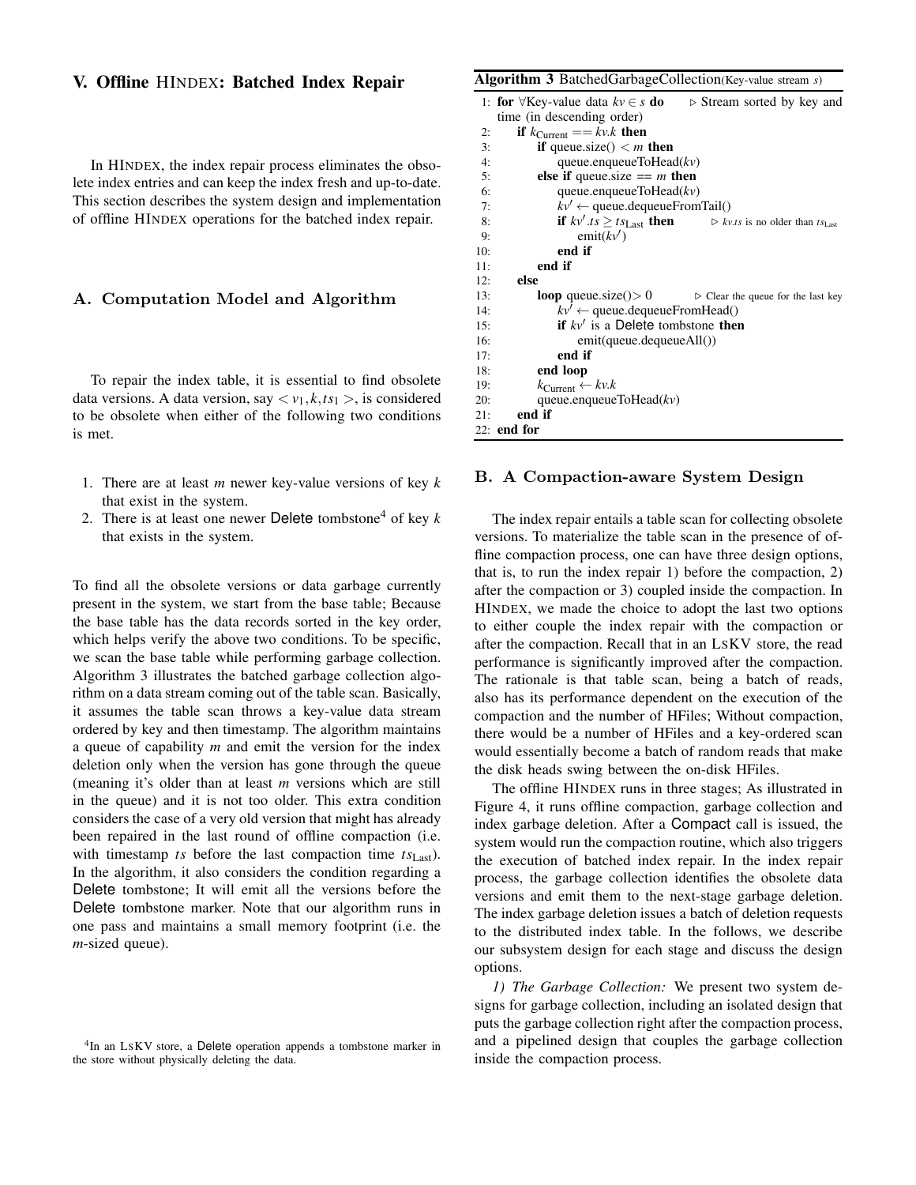## V. Offline HINDEX: Batched Index Repair

In HINDEX, the index repair process eliminates the obsolete index entries and can keep the index fresh and up-to-date. This section describes the system design and implementation of offline HINDEX operations for the batched index repair.

### A. Computation Model and Algorithm

To repair the index table, it is essential to find obsolete data versions. A data version, say $< v_1, k, ts_1 >$, is considered to be obsolete when either of the following two conditions is met.

1. There are at least $m$ newer key-value versions of key $k$ that exist in the system.
2. There is at least one newer Delete tombstone[4] of key $k$ that exists in the system.

To find all the obsolete versions or data garbage currently present in the system, we start from the base table; Because the base table has the data records sorted in the key order, which helps verify the above two conditions. To be specific, we scan the base table while performing garbage collection. Algorithm 3 illustrates the batched garbage collection algorithm on a data stream coming out of the table scan. Basically, it assumes the table scan throws a key-value data stream ordered by key and then timestamp. The algorithm maintains a queue of capability $m$ and emit the version for the index deletion only when the version has gone through the queue (meaning it's older than at least $m$ versions which are still in the queue) and it is not too older. This extra condition considers the case of a very old version that might has already been repaired in the last round of offline compaction (i.e. with timestamp $ts$ before the last compaction time $ts_{\text{Last}}$). In the algorithm, it also considers the condition regarding a Delete tombstone; It will emit all the versions before the Delete tombstone marker. Note that our algorithm runs in one pass and maintains a small memory footprint (i.e. the $m$-sized queue).

[4] In an LSKV store, a Delete operation appends a tombstone marker in the store without physically deleting the data.

**Algorithm 3** BatchedGarbageCollection(Key-value stream $s$)

```
1:  for ∀Key-value data kv ∈ s do        ▷ Stream sorted by key and time (in descending order)
2:      if k_Current == kv.k then
3:          if queue.size() < m then
4:              queue.enqueueToHead(kv)
5:          else if queue.size == m then
6:              queue.enqueueToHead(kv)
7:              kv' ← queue.dequeueFromTail()
8:              if kv'.ts ≥ ts_Last then          ▷ kv.ts is no older than ts_Last
9:                  emit(kv')
10:             end if
11:         end if
12:     else
13:         loop queue.size() > 0          ▷ Clear the queue for the last key
14:             kv' ← queue.dequeueFromHead()
15:             if kv' is a Delete tombstone then
16:                 emit(queue.dequeueAll())
17:             end if
18:         end loop
19:         k_Current ← kv.k
20:         queue.enqueueToHead(kv)
21:     end if
22: end for
```

### B. A Compaction-aware System Design

The index repair entails a table scan for collecting obsolete versions. To materialize the table scan in the presence of offline compaction process, one can have three design options, that is, to run the index repair 1) before the compaction, 2) after the compaction or 3) coupled inside the compaction. In HINDEX, we made the choice to adopt the last two options to either couple the index repair with the compaction or after the compaction. Recall that in an LSKV store, the read performance is significantly improved after the compaction. The rationale is that table scan, being a batch of reads, also has its performance dependent on the execution of the compaction and the number of HFiles; Without compaction, there would be a number of HFiles and a key-ordered scan would essentially become a batch of random reads that make the disk heads swing between the on-disk HFiles.

The offline HINDEX runs in three stages; As illustrated in Figure 4, it runs offline compaction, garbage collection and index garbage deletion. After a Compact call is issued, the system would run the compaction routine, which also triggers the execution of batched index repair. In the index repair process, the garbage collection identifies the obsolete data versions and emit them to the next-stage garbage deletion. The index garbage deletion issues a batch of deletion requests to the distributed index table. In the follows, we describe our subsystem design for each stage and discuss the design options.

*1) The Garbage Collection:* We present two system designs for garbage collection, including an isolated design that puts the garbage collection right after the compaction process, and a pipelined design that couples the garbage collection inside the compaction process.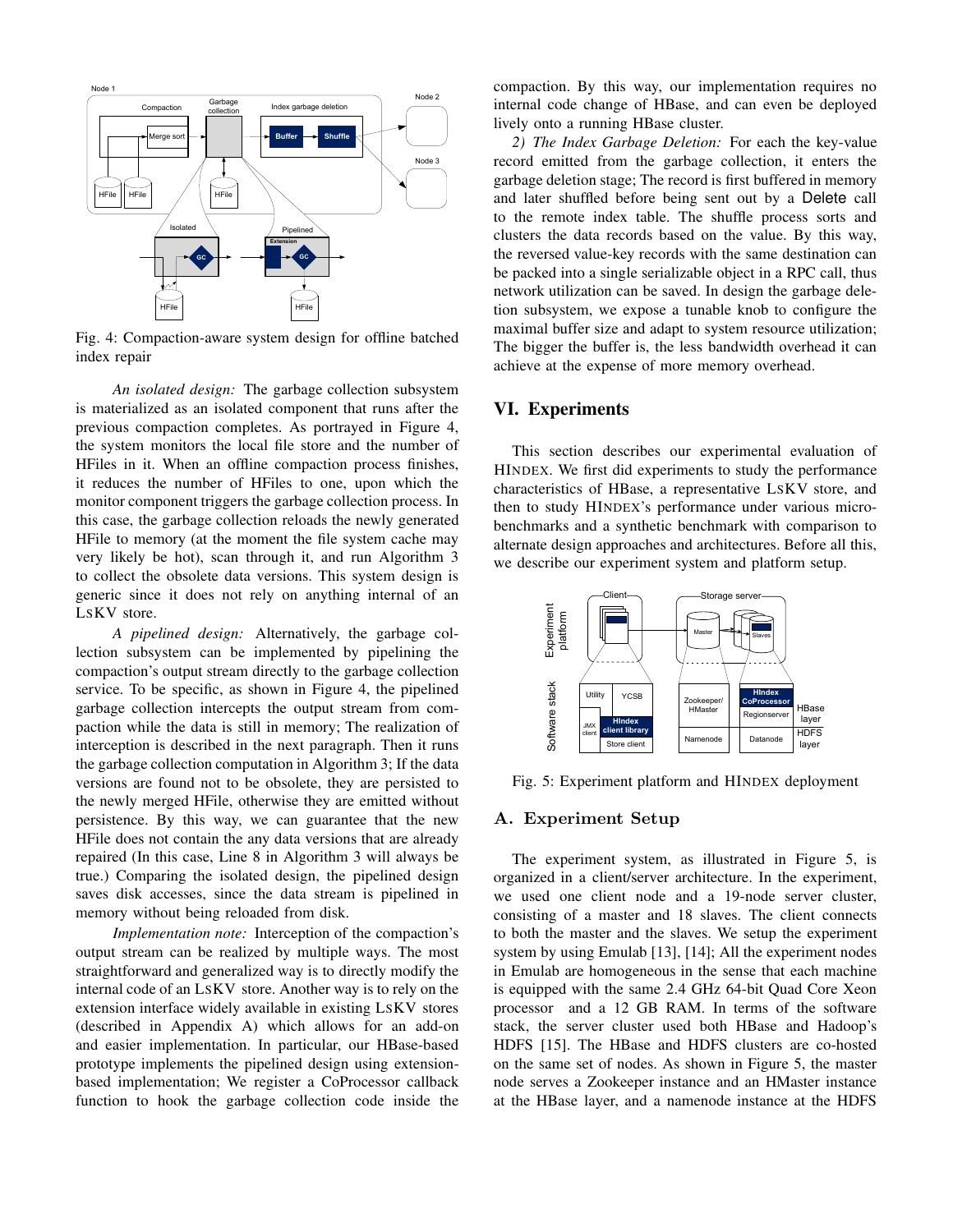Fig. 4: Compaction-aware system design for offline batched index repair

*An isolated design:* The garbage collection subsystem is materialized as an isolated component that runs after the previous compaction completes. As portrayed in Figure 4, the system monitors the local file store and the number of HFiles in it. When an offline compaction process finishes, it reduces the number of HFiles to one, upon which the monitor component triggers the garbage collection process. In this case, the garbage collection reloads the newly generated HFile to memory (at the moment the file system cache may very likely be hot), scan through it, and run Algorithm 3 to collect the obsolete data versions. This system design is generic since it does not rely on anything internal of an LSKV store.

*A pipelined design:* Alternatively, the garbage collection subsystem can be implemented by pipelining the compaction's output stream directly to the garbage collection service. To be specific, as shown in Figure 4, the pipelined garbage collection intercepts the output stream from compaction while the data is still in memory; The realization of interception is described in the next paragraph. Then it runs the garbage collection computation in Algorithm 3; If the data versions are found not to be obsolete, they are persisted to the newly merged HFile, otherwise they are emitted without persistence. By this way, we can guarantee that the new HFile does not contain the any data versions that are already repaired (In this case, Line 8 in Algorithm 3 will always be true.) Comparing the isolated design, the pipelined design saves disk accesses, since the data stream is pipelined in memory without being reloaded from disk.

*Implementation note:* Interception of the compaction's output stream can be realized by multiple ways. The most straightforward and generalized way is to directly modify the internal code of an LSKV store. Another way is to rely on the extension interface widely available in existing LSKV stores (described in Appendix A) which allows for an add-on and easier implementation. In particular, our HBase-based prototype implements the pipelined design using extension-based implementation; We register a CoProcessor callback function to hook the garbage collection code inside the compaction. By this way, our implementation requires no internal code change of HBase, and can even be deployed lively onto a running HBase cluster.

*2) The Index Garbage Deletion:* For each the key-value record emitted from the garbage collection, it enters the garbage deletion stage; The record is first buffered in memory and later shuffled before being sent out by a Delete call to the remote index table. The shuffle process sorts and clusters the data records based on the value. By this way, the reversed value-key records with the same destination can be packed into a single serializable object in a RPC call, thus network utilization can be saved. In design the garbage deletion subsystem, we expose a tunable knob to configure the maximal buffer size and adapt to system resource utilization; The bigger the buffer is, the less bandwidth overhead it can achieve at the expense of more memory overhead.

# VI. Experiments

This section describes our experimental evaluation of HINDEX. We first did experiments to study the performance characteristics of HBase, a representative LSKV store, and then to study HINDEX's performance under various micro-benchmarks and a synthetic benchmark with comparison to alternate design approaches and architectures. Before all this, we describe our experiment system and platform setup.

Fig. 5: Experiment platform and HINDEX deployment

## A. Experiment Setup

The experiment system, as illustrated in Figure 5, is organized in a client/server architecture. In the experiment, we used one client node and a 19-node server cluster, consisting of a master and 18 slaves. The client connects to both the master and the slaves. We setup the experiment system by using Emulab [13], [14]; All the experiment nodes in Emulab are homogeneous in the sense that each machine is equipped with the same 2.4 GHz 64-bit Quad Core Xeon processor and a 12 GB RAM. In terms of the software stack, the server cluster used both HBase and Hadoop's HDFS [15]. The HBase and HDFS clusters are co-hosted on the same set of nodes. As shown in Figure 5, the master node serves a Zookeeper instance and an HMaster instance at the HBase layer, and a namenode instance at the HDFS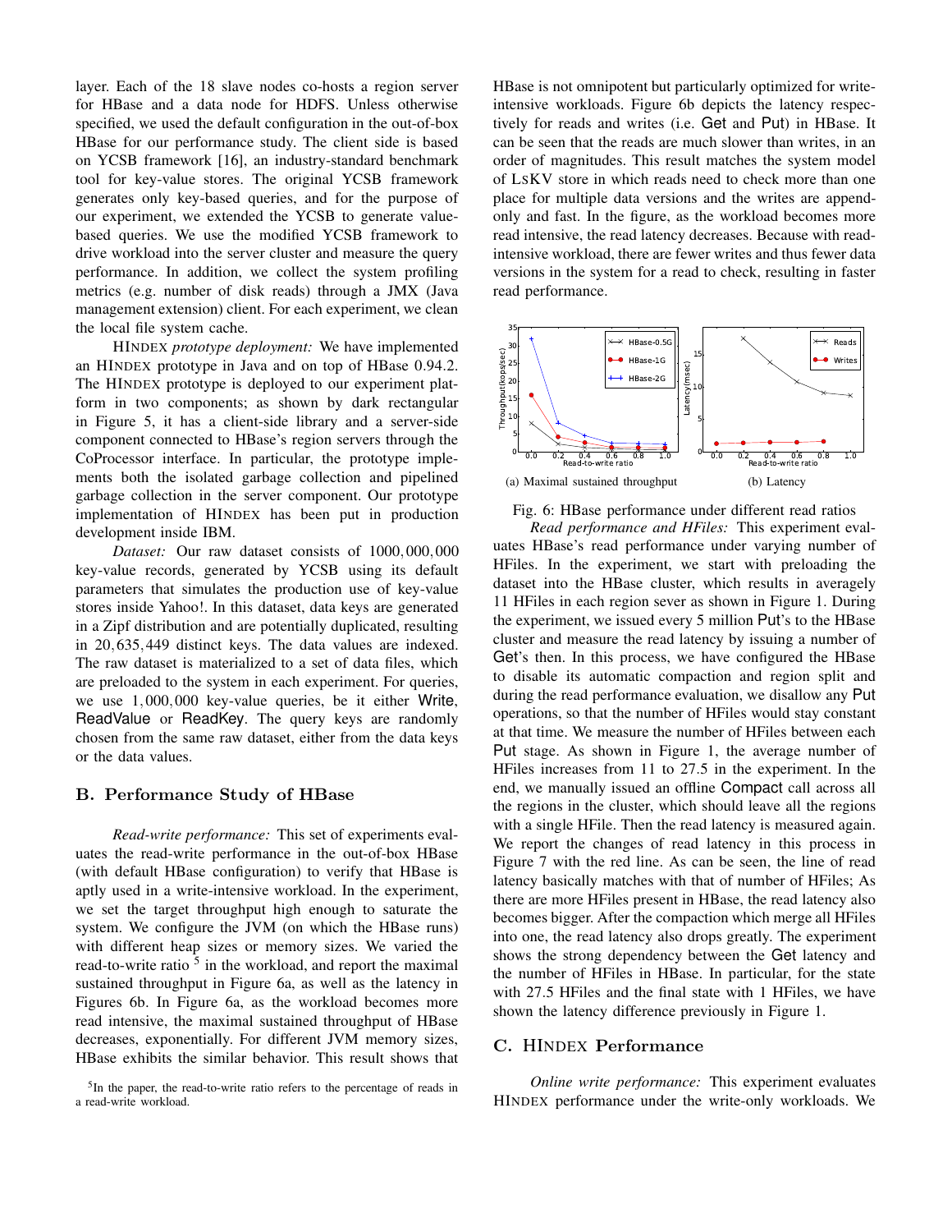layer. Each of the 18 slave nodes co-hosts a region server for HBase and a data node for HDFS. Unless otherwise specified, we used the default configuration in the out-of-box HBase for our performance study. The client side is based on YCSB framework [16], an industry-standard benchmark tool for key-value stores. The original YCSB framework generates only key-based queries, and for the purpose of our experiment, we extended the YCSB to generate value-based queries. We use the modified YCSB framework to drive workload into the server cluster and measure the query performance. In addition, we collect the system profiling metrics (e.g. number of disk reads) through a JMX (Java management extension) client. For each experiment, we clean the local file system cache.

HINDEX *prototype deployment:* We have implemented an HINDEX prototype in Java and on top of HBase 0.94.2. The HINDEX prototype is deployed to our experiment platform in two components; as shown by dark rectangular in Figure 5, it has a client-side library and a server-side component connected to HBase's region servers through the CoProcessor interface. In particular, the prototype implements both the isolated garbage collection and pipelined garbage collection in the server component. Our prototype implementation of HINDEX has been put in production development inside IBM.

*Dataset:* Our raw dataset consists of $1000,000,000$ key-value records, generated by YCSB using its default parameters that simulates the production use of key-value stores inside Yahoo!. In this dataset, data keys are generated in a Zipf distribution and are potentially duplicated, resulting in $20,635,449$ distinct keys. The data values are indexed. The raw dataset is materialized to a set of data files, which are preloaded to the system in each experiment. For queries, we use $1,000,000$ key-value queries, be it either Write, ReadValue or ReadKey. The query keys are randomly chosen from the same raw dataset, either from the data keys or the data values.

## B. Performance Study of HBase

*Read-write performance:* This set of experiments evaluates the read-write performance in the out-of-box HBase (with default HBase configuration) to verify that HBase is aptly used in a write-intensive workload. In the experiment, we set the target throughput high enough to saturate the system. We configure the JVM (on which the HBase runs) with different heap sizes or memory sizes. We varied the read-to-write ratio [5] in the workload, and report the maximal sustained throughput in Figure 6a, as well as the latency in Figures 6b. In Figure 6a, as the workload becomes more read intensive, the maximal sustained throughput of HBase decreases, exponentially. For different JVM memory sizes, HBase exhibits the similar behavior. This result shows that HBase is not omnipotent but particularly optimized for write-intensive workloads. Figure 6b depicts the latency respectively for reads and writes (i.e. Get and Put) in HBase. It can be seen that the reads are much slower than writes, in an order of magnitudes. This result matches the system model of LSKV store in which reads need to check more than one place for multiple data versions and the writes are append-only and fast. In the figure, as the workload becomes more read intensive, the read latency decreases. Because with read-intensive workload, there are fewer writes and thus fewer data versions in the system for a read to check, resulting in faster read performance.

(a) Maximal sustained throughput

(b) Latency

Fig. 6: HBase performance under different read ratios

*Read performance and HFiles:* This experiment evaluates HBase's read performance under varying number of HFiles. In the experiment, we start with preloading the dataset into the HBase cluster, which results in averagely 11 HFiles in each region sever as shown in Figure 1. During the experiment, we issued every 5 million Put's to the HBase cluster and measure the read latency by issuing a number of Get's then. In this process, we have configured the HBase to disable its automatic compaction and region split and during the read performance evaluation, we disallow any Put operations, so that the number of HFiles would stay constant at that time. We measure the number of HFiles between each Put stage. As shown in Figure 1, the average number of HFiles increases from 11 to 27.5 in the experiment. In the end, we manually issued an offline Compact call across all the regions in the cluster, which should leave all the regions with a single HFile. Then the read latency is measured again. We report the changes of read latency in this process in Figure 7 with the red line. As can be seen, the line of read latency basically matches with that of number of HFiles; As there are more HFiles present in HBase, the read latency also becomes bigger. After the compaction which merge all HFiles into one, the read latency also drops greatly. The experiment shows the strong dependency between the Get latency and the number of HFiles in HBase. In particular, for the state with 27.5 HFiles and the final state with 1 HFiles, we have shown the latency difference previously in Figure 1.

## C. HINDEX Performance

*Online write performance:* This experiment evaluates HINDEX performance under the write-only workloads. We

[5] In the paper, the read-to-write ratio refers to the percentage of reads in a read-write workload.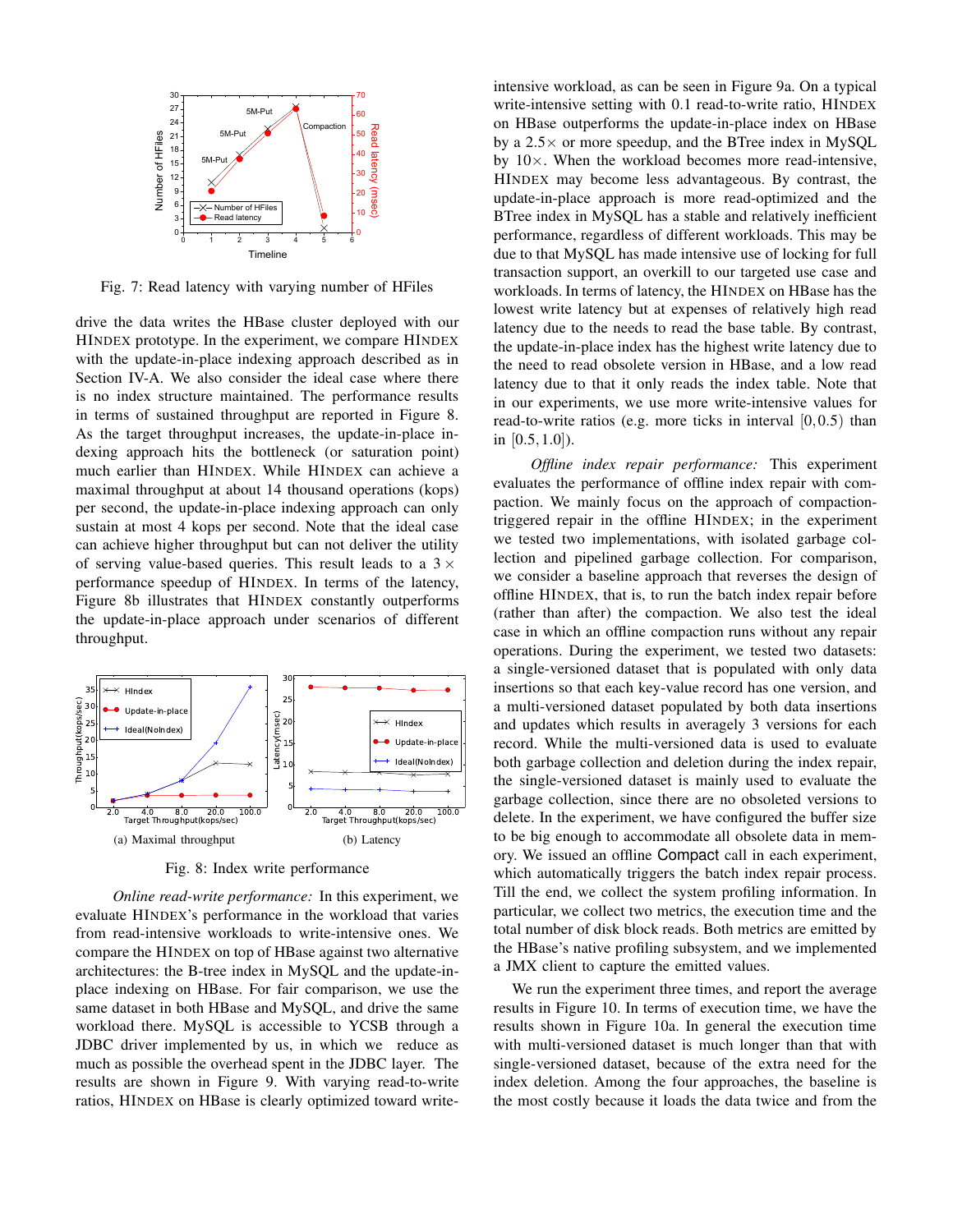Fig. 7: Read latency with varying number of HFiles

drive the data writes the HBase cluster deployed with our HINDEX prototype. In the experiment, we compare HINDEX with the update-in-place indexing approach described as in Section IV-A. We also consider the ideal case where there is no index structure maintained. The performance results in terms of sustained throughput are reported in Figure 8. As the target throughput increases, the update-in-place indexing approach hits the bottleneck (or saturation point) much earlier than HINDEX. While HINDEX can achieve a maximal throughput at about 14 thousand operations (kops) per second, the update-in-place indexing approach can only sustain at most 4 kops per second. Note that the ideal case can achieve higher throughput but can not deliver the utility of serving value-based queries. This result leads to a $3\times$ performance speedup of HINDEX. In terms of the latency, Figure 8b illustrates that HINDEX constantly outperforms the update-in-place approach under scenarios of different throughput.

(a) Maximal throughput

(b) Latency

Fig. 8: Index write performance

*Online read-write performance:* In this experiment, we evaluate HINDEX's performance in the workload that varies from read-intensive workloads to write-intensive ones. We compare the HINDEX on top of HBase against two alternative architectures: the B-tree index in MySQL and the update-in-place indexing on HBase. For fair comparison, we use the same dataset in both HBase and MySQL, and drive the same workload there. MySQL is accessible to YCSB through a JDBC driver implemented by us, in which we reduce as much as possible the overhead spent in the JDBC layer. The results are shown in Figure 9. With varying read-to-write ratios, HINDEX on HBase is clearly optimized toward write-intensive workload, as can be seen in Figure 9a. On a typical write-intensive setting with 0.1 read-to-write ratio, HINDEX on HBase outperforms the update-in-place index on HBase by a $2.5\times$ or more speedup, and the BTree index in MySQL by $10\times$. When the workload becomes more read-intensive, HINDEX may become less advantageous. By contrast, the update-in-place approach is more read-optimized and the BTree index in MySQL has a stable and relatively inefficient performance, regardless of different workloads. This may be due to that MySQL has made intensive use of locking for full transaction support, an overkill to our targeted use case and workloads. In terms of latency, the HINDEX on HBase has the lowest write latency but at expenses of relatively high read latency due to the needs to read the base table. By contrast, the update-in-place index has the highest write latency due to the need to read obsolete version in HBase, and a low read latency due to that it only reads the index table. Note that in our experiments, we use more write-intensive values for read-to-write ratios (e.g. more ticks in interval $[0, 0.5)$ than in $[0.5, 1.0]$).

*Offline index repair performance:* This experiment evaluates the performance of offline index repair with compaction. We mainly focus on the approach of compaction-triggered repair in the offline HINDEX; in the experiment we tested two implementations, with isolated garbage collection and pipelined garbage collection. For comparison, we consider a baseline approach that reverses the design of offline HINDEX, that is, to run the batch index repair before (rather than after) the compaction. We also test the ideal case in which an offline compaction runs without any repair operations. During the experiment, we tested two datasets: a single-versioned dataset that is populated with only data insertions so that each key-value record has one version, and a multi-versioned dataset populated by both data insertions and updates which results in averagely 3 versions for each record. While the multi-versioned data is used to evaluate both garbage collection and deletion during the index repair, the single-versioned dataset is mainly used to evaluate the garbage collection, since there are no obsoleted versions to delete. In the experiment, we have configured the buffer size to be big enough to accommodate all obsolete data in memory. We issued an offline Compact call in each experiment, which automatically triggers the batch index repair process. Till the end, we collect the system profiling information. In particular, we collect two metrics, the execution time and the total number of disk block reads. Both metrics are emitted by the HBase's native profiling subsystem, and we implemented a JMX client to capture the emitted values.

We run the experiment three times, and report the average results in Figure 10. In terms of execution time, we have the results shown in Figure 10a. In general the execution time with multi-versioned dataset is much longer than that with single-versioned dataset, because of the extra need for the index deletion. Among the four approaches, the baseline is the most costly because it loads the data twice and from the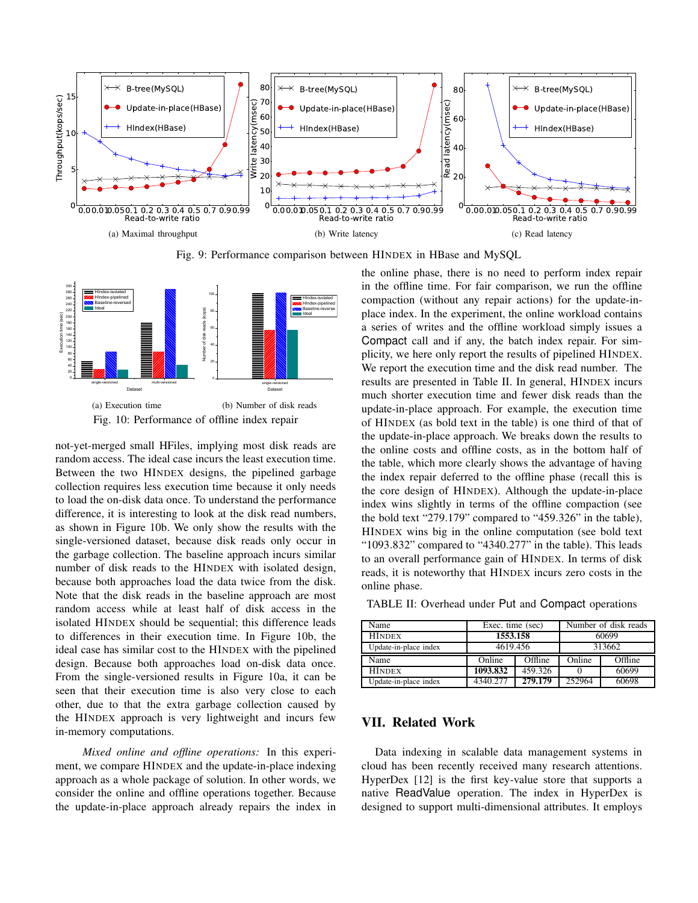(a) Maximal throughput

(b) Write latency

(c) Read latency

Fig. 9: Performance comparison between HINDEX in HBase and MySQL

(a) Execution time

(b) Number of disk reads

Fig. 10: Performance of offline index repair

not-yet-merged small HFiles, implying most disk reads are random access. The ideal case incurs the least execution time. Between the two HINDEX designs, the pipelined garbage collection requires less execution time because it only needs to load the on-disk data once. To understand the performance difference, it is interesting to look at the disk read numbers, as shown in Figure 10b. We only show the results with the single-versioned dataset, because disk reads only occur in the garbage collection. The baseline approach incurs similar number of disk reads to the HINDEX with isolated design, because both approaches load the data twice from the disk. Note that the disk reads in the baseline approach are most random access while at least half of disk access in the isolated HINDEX should be sequential; this difference leads to differences in their execution time. In Figure 10b, the ideal case has similar cost to the HINDEX with the pipelined design. Because both approaches load on-disk data once. From the single-versioned results in Figure 10a, it can be seen that their execution time is also very close to each other, due to that the extra garbage collection caused by the HINDEX approach is very lightweight and incurs few in-memory computations.

*Mixed online and offline operations:* In this experiment, we compare HINDEX and the update-in-place indexing approach as a whole package of solution. In other words, we consider the online and offline operations together. Because the update-in-place approach already repairs the index in the online phase, there is no need to perform index repair in the offline time. For fair comparison, we run the offline compaction (without any repair actions) for the update-in-place index. In the experiment, the online workload contains a series of writes and the offline workload simply issues a Compact call and if any, the batch index repair. For simplicity, we here only report the results of pipelined HINDEX. We report the execution time and the disk read number. The results are presented in Table II. In general, HINDEX incurs much shorter execution time and fewer disk reads than the update-in-place approach. For example, the execution time of HINDEX (as bold text in the table) is one third of that of the update-in-place approach. We breaks down the results to the online costs and offline costs, as in the bottom half of the table, which more clearly shows the advantage of having the index repair deferred to the offline phase (recall this is the core design of HINDEX). Although the update-in-place index wins slightly in terms of the offline compaction (see the bold text "279.179" compared to "459.326" in the table), HINDEX wins big in the online computation (see bold text "1093.832" compared to "4340.277" in the table). This leads to an overall performance gain of HINDEX. In terms of disk reads, it is noteworthy that HINDEX incurs zero costs in the online phase.

TABLE II: Overhead under Put and Compact operations

| Name | Exec. time (sec) | | Number of disk reads | |
|---|---|---|---|---|
| HINDEX | **1553.158** | | 60699 | |
| Update-in-place index | 4619.456 | | 313662 | |
| Name | Online | Offline | Online | Offline |
| HINDEX | **1093.832** | 459.326 | 0 | 60699 |
| Update-in-place index | 4340.277 | **279.179** | 252964 | 60698 |

## VII. Related Work

Data indexing in scalable data management systems in cloud has been recently received many research attentions. HyperDex [12] is the first key-value store that supports a native ReadValue operation. The index in HyperDex is designed to support multi-dimensional attributes. It employs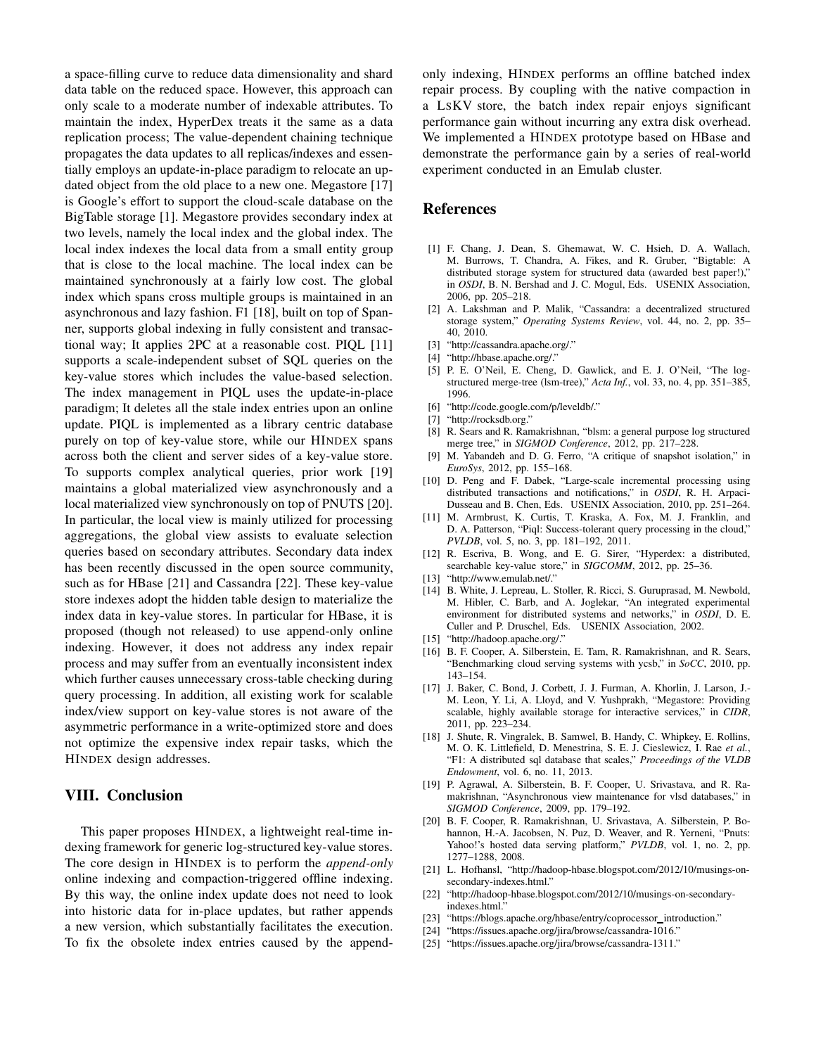a space-filling curve to reduce data dimensionality and shard data table on the reduced space. However, this approach can only scale to a moderate number of indexable attributes. To maintain the index, HyperDex treats it the same as a data replication process; The value-dependent chaining technique propagates the data updates to all replicas/indexes and essentially employs an update-in-place paradigm to relocate an updated object from the old place to a new one. Megastore [17] is Google's effort to support the cloud-scale database on the BigTable storage [1]. Megastore provides secondary index at two levels, namely the local index and the global index. The local index indexes the local data from a small entity group that is close to the local machine. The local index can be maintained synchronously at a fairly low cost. The global index which spans cross multiple groups is maintained in an asynchronous and lazy fashion. F1 [18], built on top of Spanner, supports global indexing in fully consistent and transactional way; It applies 2PC at a reasonable cost. PIQL [11] supports a scale-independent subset of SQL queries on the key-value stores which includes the value-based selection. The index management in PIQL uses the update-in-place paradigm; It deletes all the stale index entries upon an online update. PIQL is implemented as a library centric database purely on top of key-value store, while our HINDEX spans across both the client and server sides of a key-value store. To supports complex analytical queries, prior work [19] maintains a global materialized view asynchronously and a local materialized view synchronously on top of PNUTS [20]. In particular, the local view is mainly utilized for processing aggregations, the global view assists to evaluate selection queries based on secondary attributes. Secondary data index has been recently discussed in the open source community, such as for HBase [21] and Cassandra [22]. These key-value store indexes adopt the hidden table design to materialize the index data in key-value stores. In particular for HBase, it is proposed (though not released) to use append-only online indexing. However, it does not address any index repair process and may suffer from an eventually inconsistent index which further causes unnecessary cross-table checking during query processing. In addition, all existing work for scalable index/view support on key-value stores is not aware of the asymmetric performance in a write-optimized store and does not optimize the expensive index repair tasks, which the HINDEX design addresses.

## VIII. Conclusion

This paper proposes HINDEX, a lightweight real-time indexing framework for generic log-structured key-value stores. The core design in HINDEX is to perform the *append-only* online indexing and compaction-triggered offline indexing. By this way, the online index update does not need to look into historic data for in-place updates, but rather appends a new version, which substantially facilitates the execution. To fix the obsolete index entries caused by the append-only indexing, HINDEX performs an offline batched index repair process. By coupling with the native compaction in a LSKV store, the batch index repair enjoys significant performance gain without incurring any extra disk overhead. We implemented a HINDEX prototype based on HBase and demonstrate the performance gain by a series of real-world experiment conducted in an Emulab cluster.

## References

[1] F. Chang, J. Dean, S. Ghemawat, W. C. Hsieh, D. A. Wallach, M. Burrows, T. Chandra, A. Fikes, and R. Gruber, "Bigtable: A distributed storage system for structured data (awarded best paper!)," in *OSDI*, B. N. Bershad and J. C. Mogul, Eds. USENIX Association, 2006, pp. 205–218.

[2] A. Lakshman and P. Malik, "Cassandra: a decentralized structured storage system," *Operating Systems Review*, vol. 44, no. 2, pp. 35–40, 2010.

[3] "http://cassandra.apache.org/."

[4] "http://hbase.apache.org/."

[5] P. E. O'Neil, E. Cheng, D. Gawlick, and E. J. O'Neil, "The log-structured merge-tree (lsm-tree)," *Acta Inf.*, vol. 33, no. 4, pp. 351–385, 1996.

[6] "http://code.google.com/p/leveldb/."

[7] "http://rocksdb.org."

[8] R. Sears and R. Ramakrishnan, "blsm: a general purpose log structured merge tree," in *SIGMOD Conference*, 2012, pp. 217–228.

[9] M. Yabandeh and D. G. Ferro, "A critique of snapshot isolation," in *EuroSys*, 2012, pp. 155–168.

[10] D. Peng and F. Dabek, "Large-scale incremental processing using distributed transactions and notifications," in *OSDI*, R. H. Arpaci-Dusseau and B. Chen, Eds. USENIX Association, 2010, pp. 251–264.

[11] M. Armbrust, K. Curtis, T. Kraska, A. Fox, M. J. Franklin, and D. A. Patterson, "Piql: Success-tolerant query processing in the cloud," *PVLDB*, vol. 5, no. 3, pp. 181–192, 2011.

[12] R. Escriva, B. Wong, and E. G. Sirer, "Hyperdex: a distributed, searchable key-value store," in *SIGCOMM*, 2012, pp. 25–36.

[13] "http://www.emulab.net/."

[14] B. White, J. Lepreau, L. Stoller, R. Ricci, S. Guruprasad, M. Newbold, M. Hibler, C. Barb, and A. Joglekar, "An integrated experimental environment for distributed systems and networks," in *OSDI*, D. E. Culler and P. Druschel, Eds. USENIX Association, 2002.

[15] "http://hadoop.apache.org/."

[16] B. F. Cooper, A. Silberstein, E. Tam, R. Ramakrishnan, and R. Sears, "Benchmarking cloud serving systems with ycsb," in *SoCC*, 2010, pp. 143–154.

[17] J. Baker, C. Bond, J. Corbett, J. J. Furman, A. Khorlin, J. Larson, J.-M. Leon, Y. Li, A. Lloyd, and V. Yushprakh, "Megastore: Providing scalable, highly available storage for interactive services," in *CIDR*, 2011, pp. 223–234.

[18] J. Shute, R. Vingralek, B. Samwel, B. Handy, C. Whipkey, E. Rollins, M. O. K. Littlefield, D. Menestrina, S. E. J. Cieslewicz, I. Rae *et al.*, "F1: A distributed sql database that scales," *Proceedings of the VLDB Endowment*, vol. 6, no. 11, 2013.

[19] P. Agrawal, A. Silberstein, B. F. Cooper, U. Srivastava, and R. Ramakrishnan, "Asynchronous view maintenance for vlsd databases," in *SIGMOD Conference*, 2009, pp. 179–192.

[20] B. F. Cooper, R. Ramakrishnan, U. Srivastava, A. Silberstein, P. Bohannon, H.-A. Jacobsen, N. Puz, D. Weaver, and R. Yerneni, "Pnuts: Yahoo!'s hosted data serving platform," *PVLDB*, vol. 1, no. 2, pp. 1277–1288, 2008.

[21] L. Hofhansl, "http://hadoop-hbase.blogspot.com/2012/10/musings-on-secondary-indexes.html."

[22] "http://hadoop-hbase.blogspot.com/2012/10/musings-on-secondary-indexes.html."

[23] "https://blogs.apache.org/hbase/entry/coprocessor_introduction."

[24] "https://issues.apache.org/jira/browse/cassandra-1016."

[25] "https://issues.apache.org/jira/browse/cassandra-1311."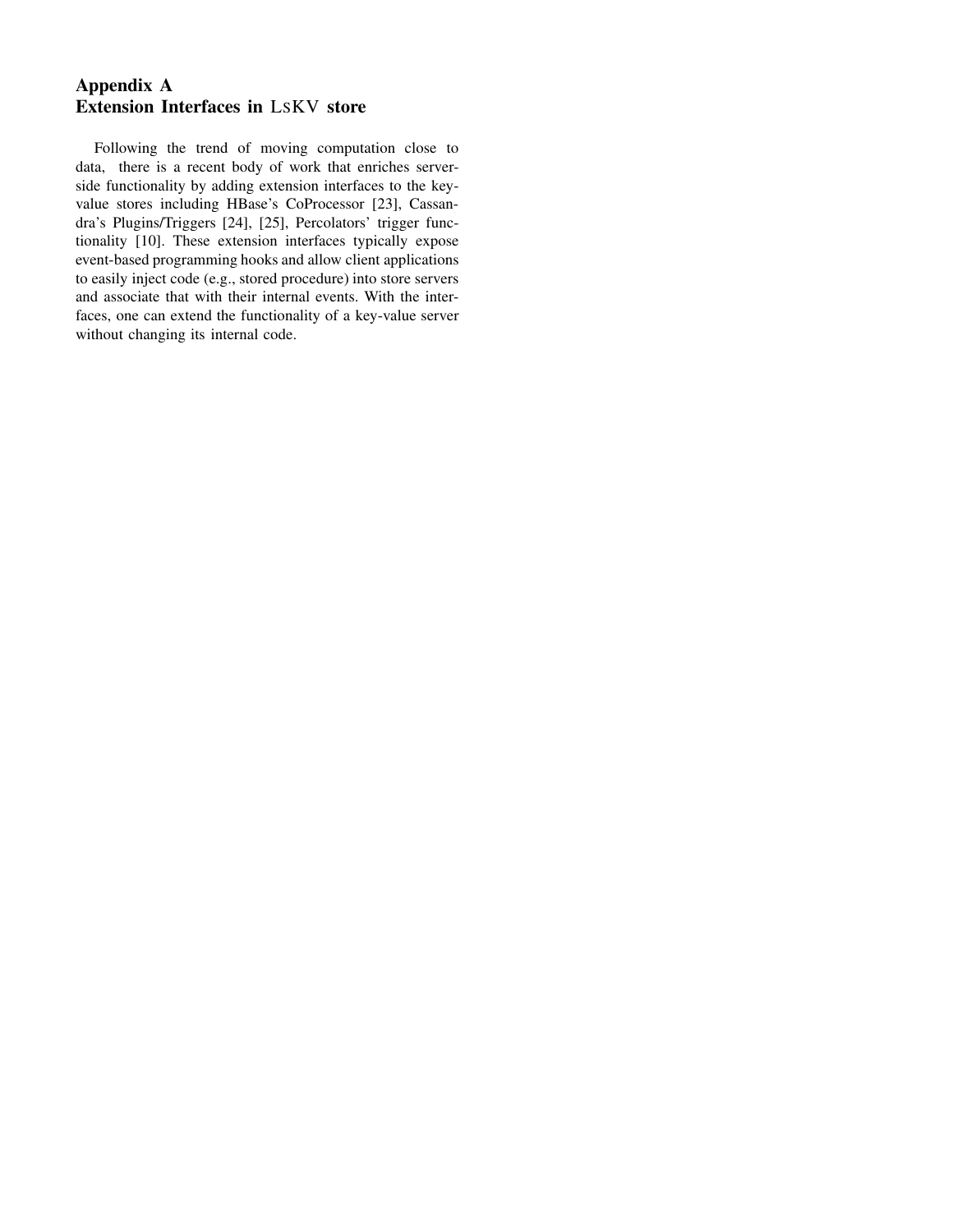# Appendix A
# Extension Interfaces in LSKV store

Following the trend of moving computation close to data, there is a recent body of work that enriches server-side functionality by adding extension interfaces to the key-value stores including HBase's CoProcessor [23], Cassandra's Plugins/Triggers [24], [25], Percolators' trigger functionality [10]. These extension interfaces typically expose event-based programming hooks and allow client applications to easily inject code (e.g., stored procedure) into store servers and associate that with their internal events. With the interfaces, one can extend the functionality of a key-value server without changing its internal code.